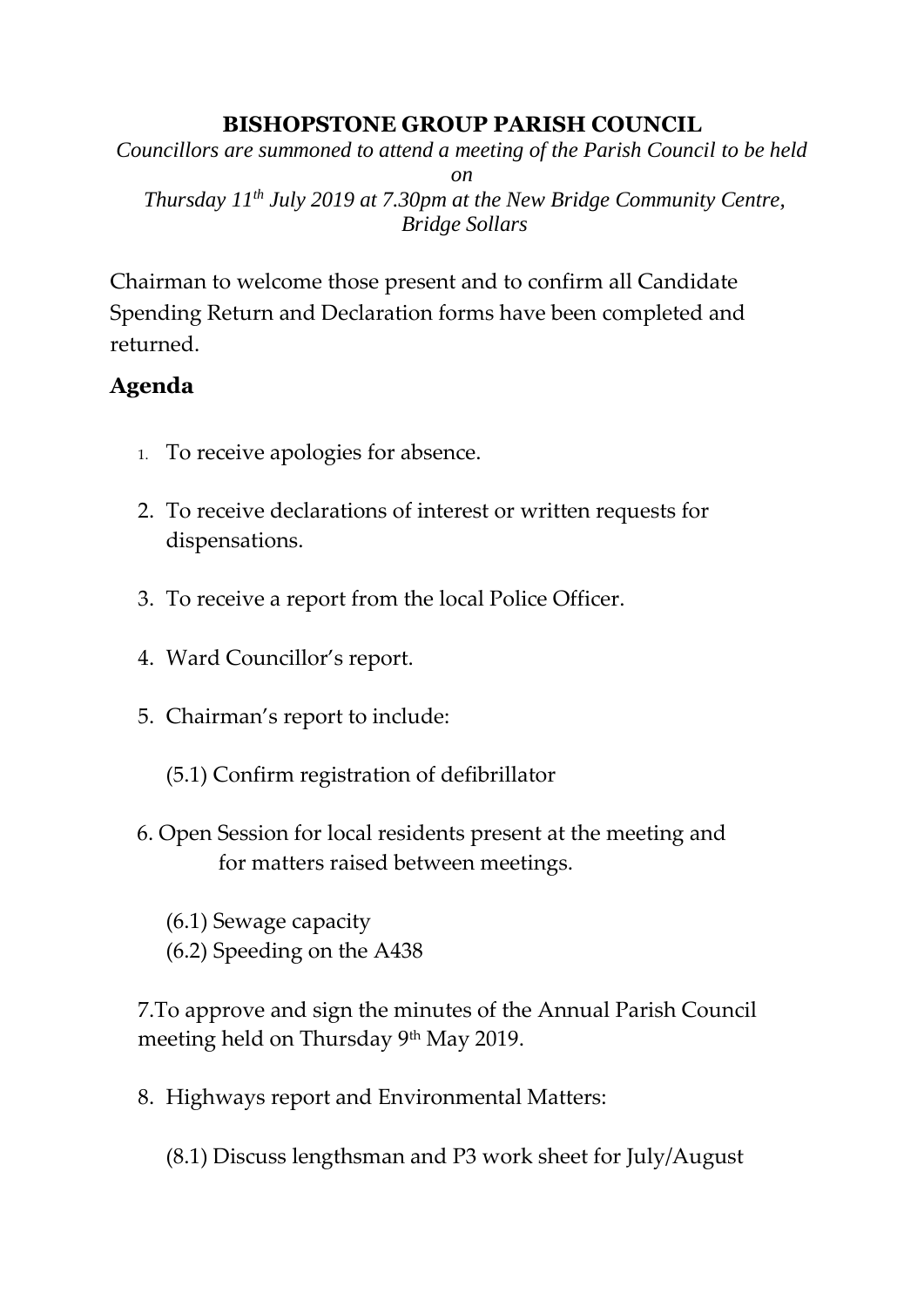**BISHOPSTONE GROUP PARISH COUNCIL**

*Councillors are summoned to attend a meeting of the Parish Council to be held on*

*Thursday 11th July 2019 at 7.30pm at the New Bridge Community Centre, Bridge Sollars*

Chairman to welcome those present and to confirm all Candidate Spending Return and Declaration forms have been completed and returned.

## Agenda

1. To receive apologies for absence.
2. To receive declarations of interest or written requests for dispensations.
3. To receive a report from the local Police Officer.
4. Ward Councillor's report.
5. Chairman's report to include:

   (5.1) Confirm registration of defibrillator

6. Open Session for local residents present at the meeting and for matters raised between meetings.

   (6.1) Sewage capacity
   (6.2) Speeding on the A438

7. To approve and sign the minutes of the Annual Parish Council meeting held on Thursday 9th May 2019.

8. Highways report and Environmental Matters:

   (8.1) Discuss lengthsman and P3 work sheet for July/August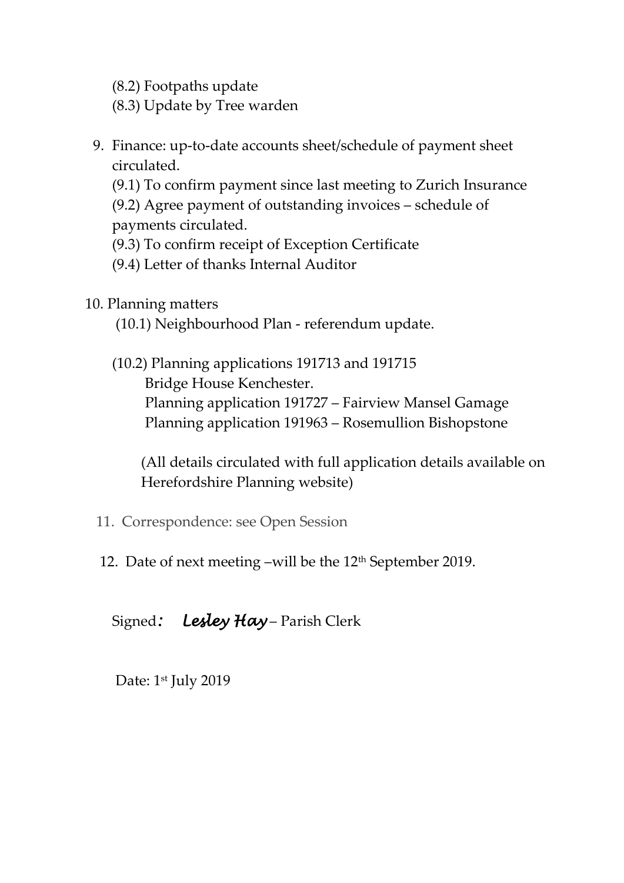(8.2) Footpaths update
(8.3) Update by Tree warden

9. Finance: up-to-date accounts sheet/schedule of payment sheet circulated.
   (9.1) To confirm payment since last meeting to Zurich Insurance
   (9.2) Agree payment of outstanding invoices – schedule of payments circulated.
   (9.3) To confirm receipt of Exception Certificate
   (9.4) Letter of thanks Internal Auditor

10. Planning matters
    (10.1) Neighbourhood Plan - referendum update.

    (10.2) Planning applications 191713 and 191715
    Bridge House Kenchester.
    Planning application 191727 – Fairview Mansel Gamage
    Planning application 191963 – Rosemullion Bishopstone

    (All details circulated with full application details available on Herefordshire Planning website)

11. Correspondence: see Open Session

12. Date of next meeting –will be the 12th September 2019.

Signed: *Lesley Hay* – Parish Clerk

Date: 1st July 2019